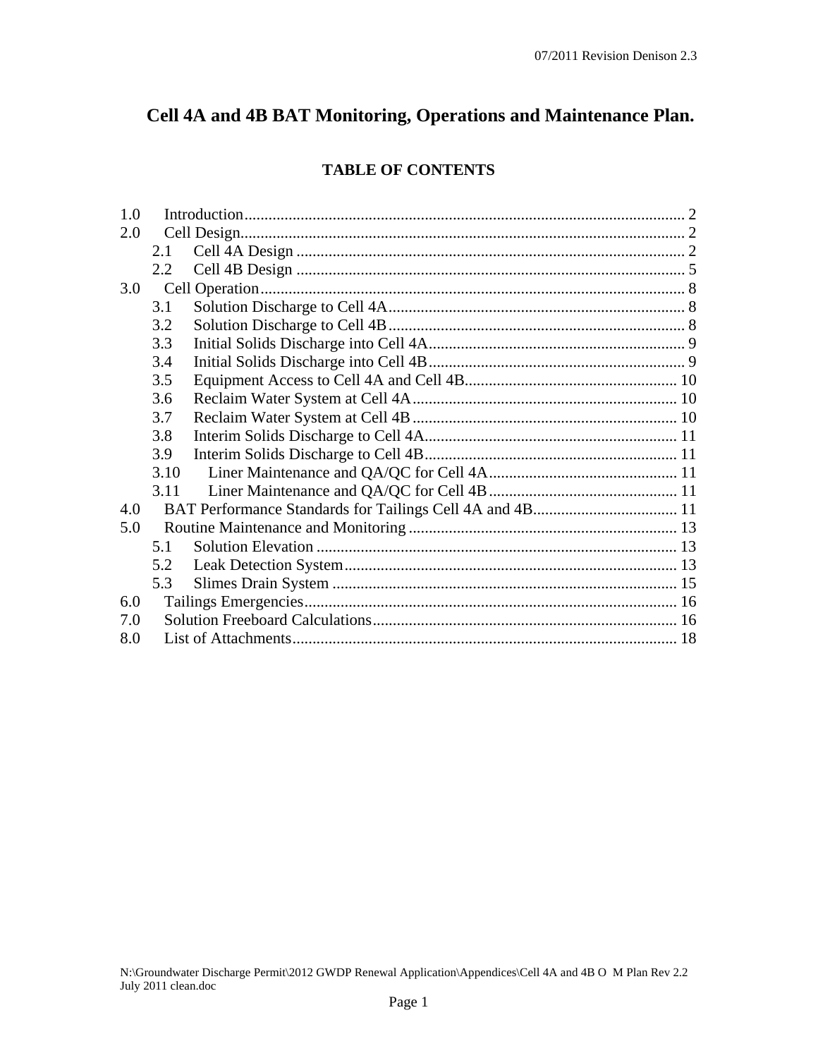# Cell 4A and 4B BAT Monitoring, Operations and Maintenance Plan.

## TABLE OF CONTENTS

1.0 Introduction ..... 2
2.0 Cell Design ..... 2
  2.1 Cell 4A Design ..... 2
  2.2 Cell 4B Design ..... 5
3.0 Cell Operation ..... 8
  3.1 Solution Discharge to Cell 4A ..... 8
  3.2 Solution Discharge to Cell 4B ..... 8
  3.3 Initial Solids Discharge into Cell 4A ..... 9
  3.4 Initial Solids Discharge into Cell 4B ..... 9
  3.5 Equipment Access to Cell 4A and Cell 4B ..... 10
  3.6 Reclaim Water System at Cell 4A ..... 10
  3.7 Reclaim Water System at Cell 4B ..... 10
  3.8 Interim Solids Discharge to Cell 4A ..... 11
  3.9 Interim Solids Discharge to Cell 4B ..... 11
  3.10 Liner Maintenance and QA/QC for Cell 4A ..... 11
  3.11 Liner Maintenance and QA/QC for Cell 4B ..... 11
4.0 BAT Performance Standards for Tailings Cell 4A and 4B ..... 11
5.0 Routine Maintenance and Monitoring ..... 13
  5.1 Solution Elevation ..... 13
  5.2 Leak Detection System ..... 13
  5.3 Slimes Drain System ..... 15
6.0 Tailings Emergencies ..... 16
7.0 Solution Freeboard Calculations ..... 16
8.0 List of Attachments ..... 18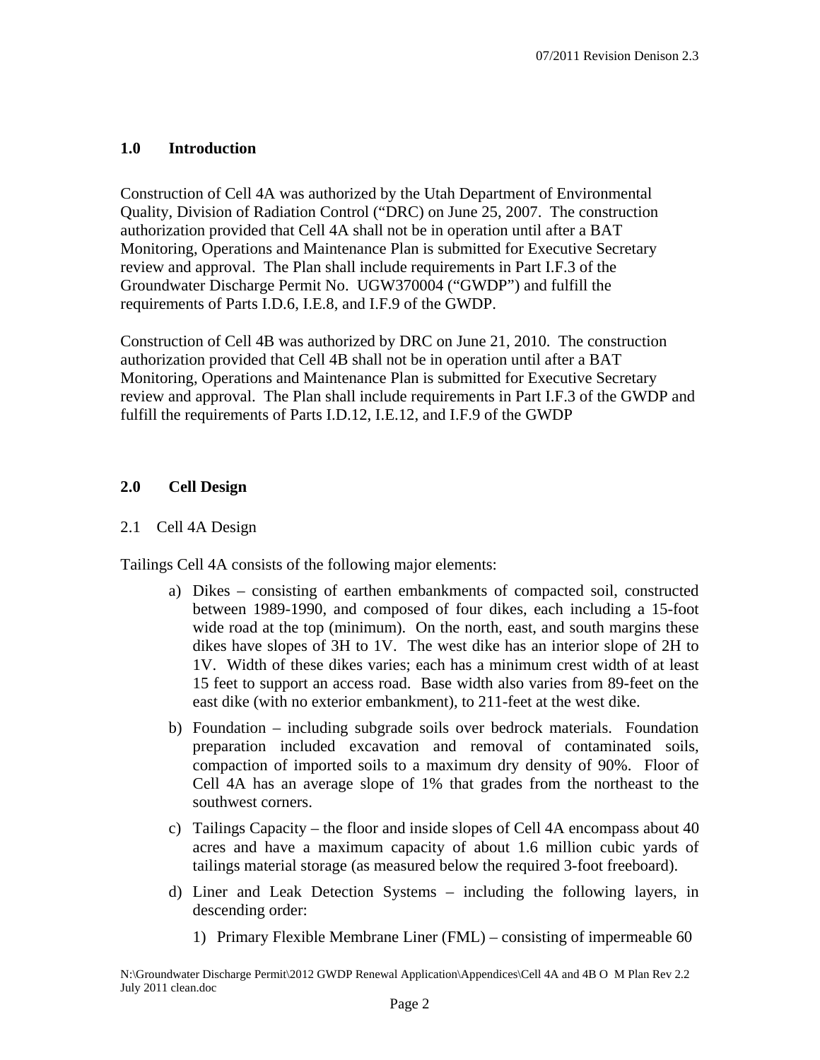## 1.0 Introduction

Construction of Cell 4A was authorized by the Utah Department of Environmental Quality, Division of Radiation Control ("DRC) on June 25, 2007. The construction authorization provided that Cell 4A shall not be in operation until after a BAT Monitoring, Operations and Maintenance Plan is submitted for Executive Secretary review and approval. The Plan shall include requirements in Part I.F.3 of the Groundwater Discharge Permit No. UGW370004 ("GWDP") and fulfill the requirements of Parts I.D.6, I.E.8, and I.F.9 of the GWDP.

Construction of Cell 4B was authorized by DRC on June 21, 2010. The construction authorization provided that Cell 4B shall not be in operation until after a BAT Monitoring, Operations and Maintenance Plan is submitted for Executive Secretary review and approval. The Plan shall include requirements in Part I.F.3 of the GWDP and fulfill the requirements of Parts I.D.12, I.E.12, and I.F.9 of the GWDP

## 2.0 Cell Design

### 2.1 Cell 4A Design

Tailings Cell 4A consists of the following major elements:

a) Dikes – consisting of earthen embankments of compacted soil, constructed between 1989-1990, and composed of four dikes, each including a 15-foot wide road at the top (minimum). On the north, east, and south margins these dikes have slopes of 3H to 1V. The west dike has an interior slope of 2H to 1V. Width of these dikes varies; each has a minimum crest width of at least 15 feet to support an access road. Base width also varies from 89-feet on the east dike (with no exterior embankment), to 211-feet at the west dike.

b) Foundation – including subgrade soils over bedrock materials. Foundation preparation included excavation and removal of contaminated soils, compaction of imported soils to a maximum dry density of 90%. Floor of Cell 4A has an average slope of 1% that grades from the northeast to the southwest corners.

c) Tailings Capacity – the floor and inside slopes of Cell 4A encompass about 40 acres and have a maximum capacity of about 1.6 million cubic yards of tailings material storage (as measured below the required 3-foot freeboard).

d) Liner and Leak Detection Systems – including the following layers, in descending order:

   1) Primary Flexible Membrane Liner (FML) – consisting of impermeable 60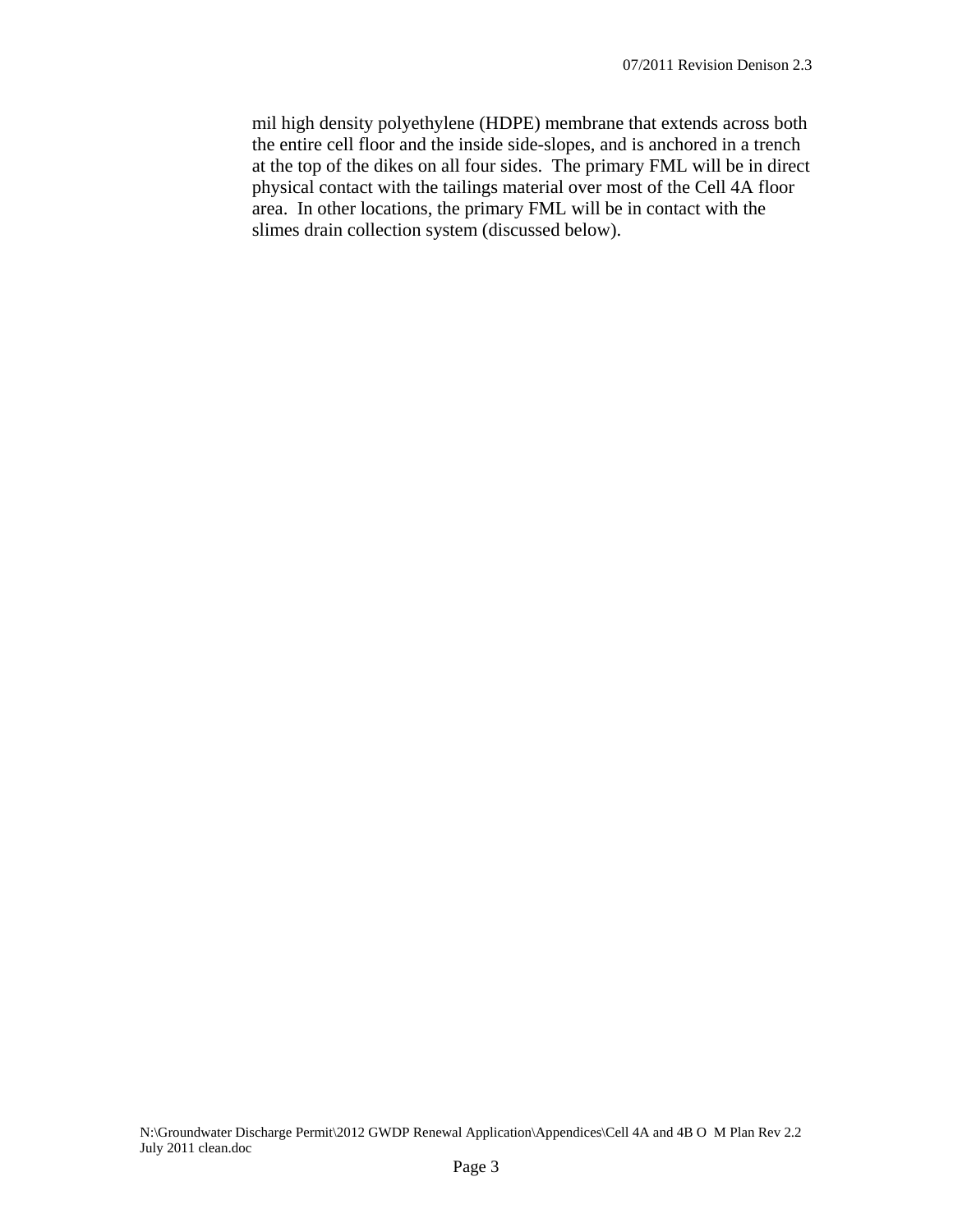mil high density polyethylene (HDPE) membrane that extends across both the entire cell floor and the inside side-slopes, and is anchored in a trench at the top of the dikes on all four sides. The primary FML will be in direct physical contact with the tailings material over most of the Cell 4A floor area. In other locations, the primary FML will be in contact with the slimes drain collection system (discussed below).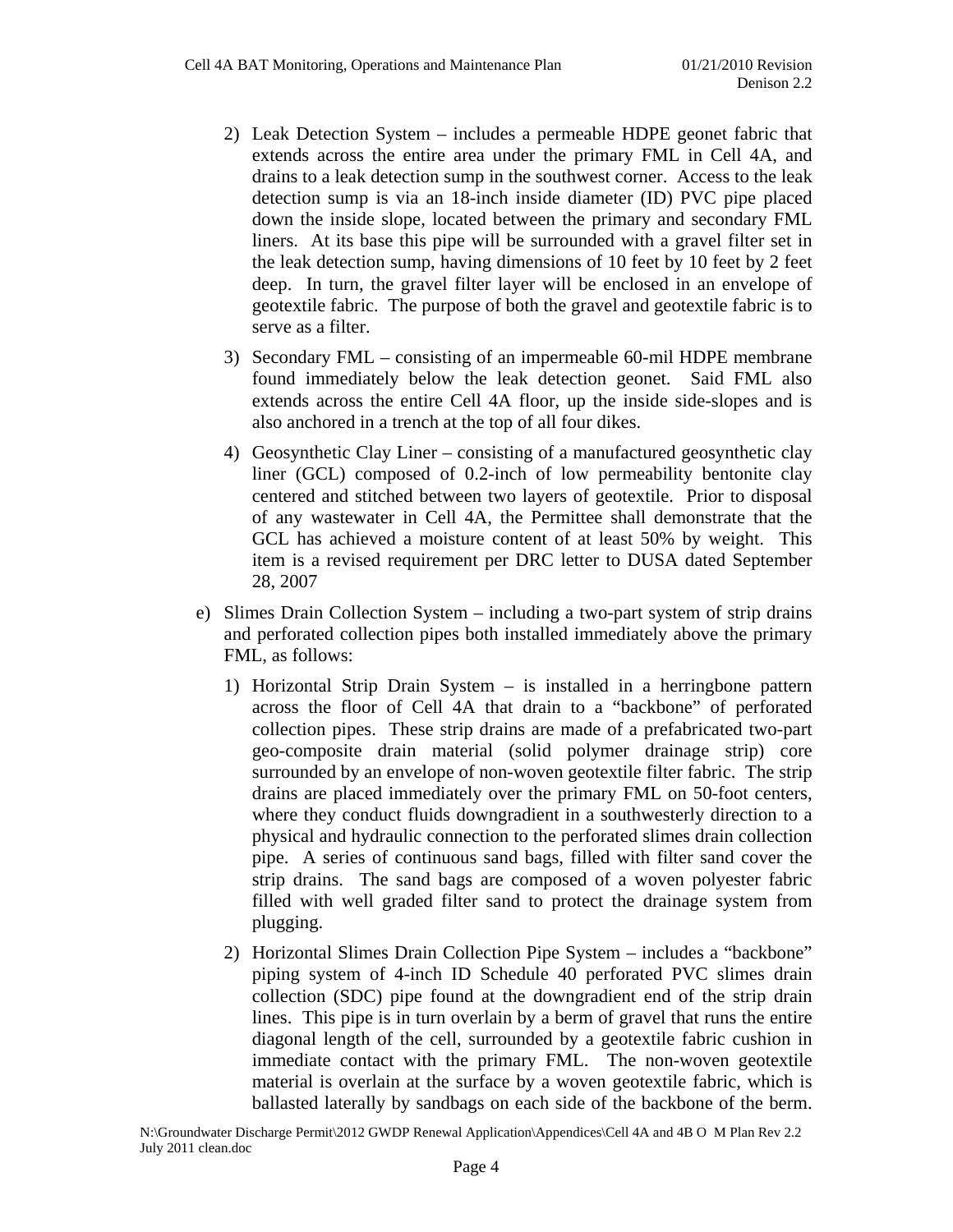2) Leak Detection System – includes a permeable HDPE geonet fabric that extends across the entire area under the primary FML in Cell 4A, and drains to a leak detection sump in the southwest corner. Access to the leak detection sump is via an 18-inch inside diameter (ID) PVC pipe placed down the inside slope, located between the primary and secondary FML liners. At its base this pipe will be surrounded with a gravel filter set in the leak detection sump, having dimensions of 10 feet by 10 feet by 2 feet deep. In turn, the gravel filter layer will be enclosed in an envelope of geotextile fabric. The purpose of both the gravel and geotextile fabric is to serve as a filter.

3) Secondary FML – consisting of an impermeable 60-mil HDPE membrane found immediately below the leak detection geonet. Said FML also extends across the entire Cell 4A floor, up the inside side-slopes and is also anchored in a trench at the top of all four dikes.

4) Geosynthetic Clay Liner – consisting of a manufactured geosynthetic clay liner (GCL) composed of 0.2-inch of low permeability bentonite clay centered and stitched between two layers of geotextile. Prior to disposal of any wastewater in Cell 4A, the Permittee shall demonstrate that the GCL has achieved a moisture content of at least 50% by weight. This item is a revised requirement per DRC letter to DUSA dated September 28, 2007

e) Slimes Drain Collection System – including a two-part system of strip drains and perforated collection pipes both installed immediately above the primary FML, as follows:

1) Horizontal Strip Drain System – is installed in a herringbone pattern across the floor of Cell 4A that drain to a "backbone" of perforated collection pipes. These strip drains are made of a prefabricated two-part geo-composite drain material (solid polymer drainage strip) core surrounded by an envelope of non-woven geotextile filter fabric. The strip drains are placed immediately over the primary FML on 50-foot centers, where they conduct fluids downgradient in a southwesterly direction to a physical and hydraulic connection to the perforated slimes drain collection pipe. A series of continuous sand bags, filled with filter sand cover the strip drains. The sand bags are composed of a woven polyester fabric filled with well graded filter sand to protect the drainage system from plugging.

2) Horizontal Slimes Drain Collection Pipe System – includes a "backbone" piping system of 4-inch ID Schedule 40 perforated PVC slimes drain collection (SDC) pipe found at the downgradient end of the strip drain lines. This pipe is in turn overlain by a berm of gravel that runs the entire diagonal length of the cell, surrounded by a geotextile fabric cushion in immediate contact with the primary FML. The non-woven geotextile material is overlain at the surface by a woven geotextile fabric, which is ballasted laterally by sandbags on each side of the backbone of the berm.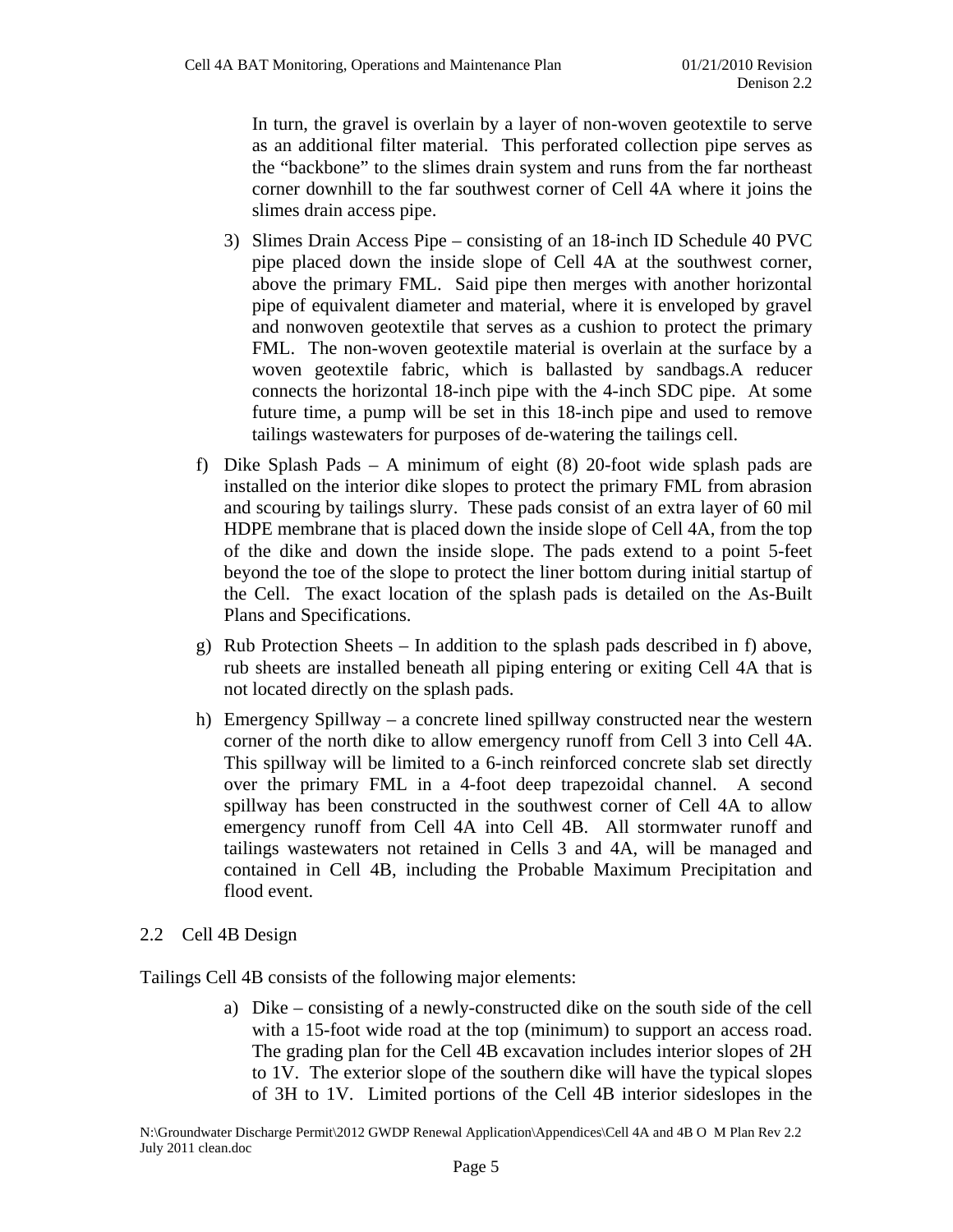In turn, the gravel is overlain by a layer of non-woven geotextile to serve as an additional filter material. This perforated collection pipe serves as the "backbone" to the slimes drain system and runs from the far northeast corner downhill to the far southwest corner of Cell 4A where it joins the slimes drain access pipe.

3) Slimes Drain Access Pipe – consisting of an 18-inch ID Schedule 40 PVC pipe placed down the inside slope of Cell 4A at the southwest corner, above the primary FML. Said pipe then merges with another horizontal pipe of equivalent diameter and material, where it is enveloped by gravel and nonwoven geotextile that serves as a cushion to protect the primary FML. The non-woven geotextile material is overlain at the surface by a woven geotextile fabric, which is ballasted by sandbags.A reducer connects the horizontal 18-inch pipe with the 4-inch SDC pipe. At some future time, a pump will be set in this 18-inch pipe and used to remove tailings wastewaters for purposes of de-watering the tailings cell.

f) Dike Splash Pads – A minimum of eight (8) 20-foot wide splash pads are installed on the interior dike slopes to protect the primary FML from abrasion and scouring by tailings slurry. These pads consist of an extra layer of 60 mil HDPE membrane that is placed down the inside slope of Cell 4A, from the top of the dike and down the inside slope. The pads extend to a point 5-feet beyond the toe of the slope to protect the liner bottom during initial startup of the Cell. The exact location of the splash pads is detailed on the As-Built Plans and Specifications.

g) Rub Protection Sheets – In addition to the splash pads described in f) above, rub sheets are installed beneath all piping entering or exiting Cell 4A that is not located directly on the splash pads.

h) Emergency Spillway – a concrete lined spillway constructed near the western corner of the north dike to allow emergency runoff from Cell 3 into Cell 4A. This spillway will be limited to a 6-inch reinforced concrete slab set directly over the primary FML in a 4-foot deep trapezoidal channel. A second spillway has been constructed in the southwest corner of Cell 4A to allow emergency runoff from Cell 4A into Cell 4B. All stormwater runoff and tailings wastewaters not retained in Cells 3 and 4A, will be managed and contained in Cell 4B, including the Probable Maximum Precipitation and flood event.

## 2.2 Cell 4B Design

Tailings Cell 4B consists of the following major elements:

a) Dike – consisting of a newly-constructed dike on the south side of the cell with a 15-foot wide road at the top (minimum) to support an access road. The grading plan for the Cell 4B excavation includes interior slopes of 2H to 1V. The exterior slope of the southern dike will have the typical slopes of 3H to 1V. Limited portions of the Cell 4B interior sideslopes in the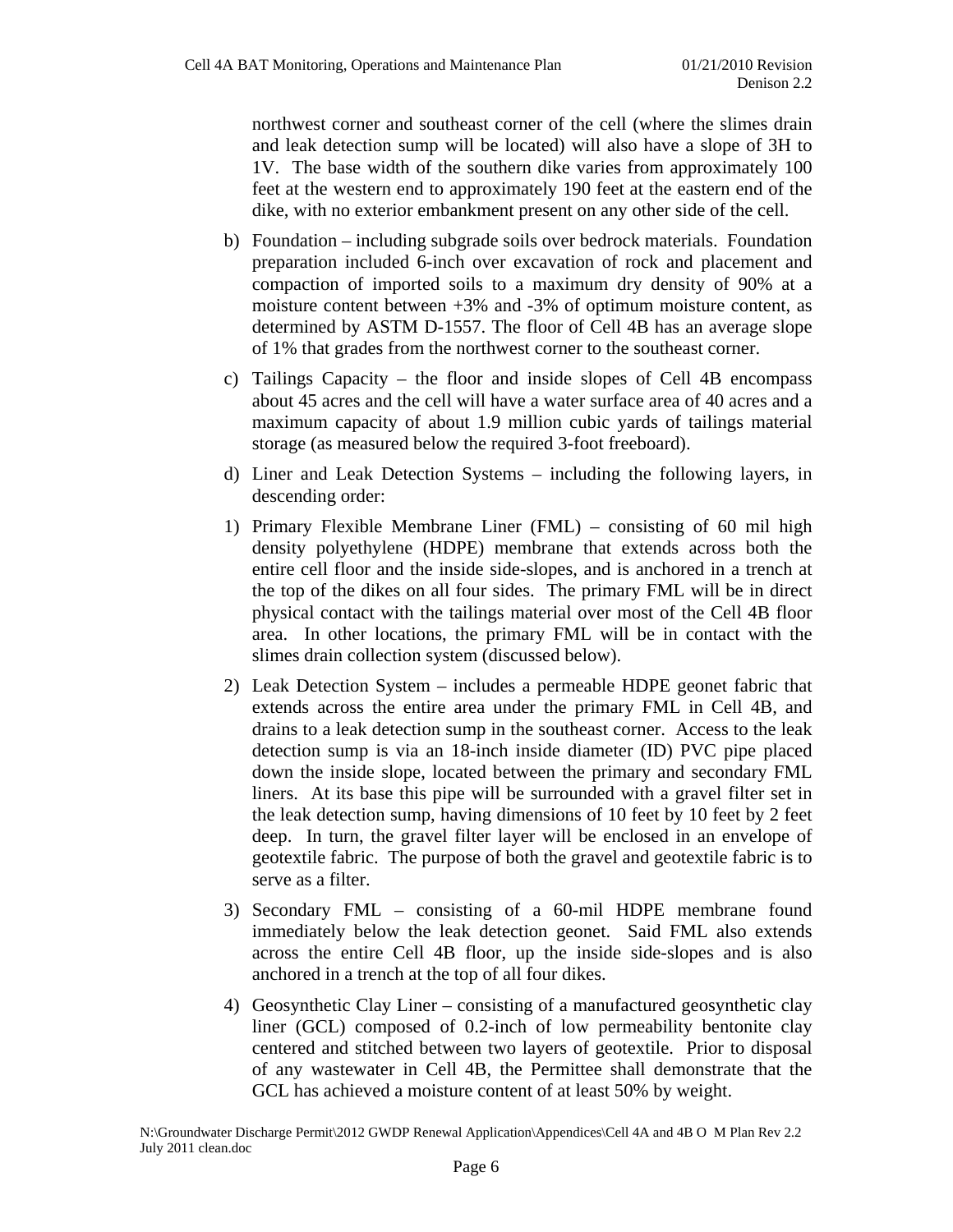northwest corner and southeast corner of the cell (where the slimes drain and leak detection sump will be located) will also have a slope of 3H to 1V. The base width of the southern dike varies from approximately 100 feet at the western end to approximately 190 feet at the eastern end of the dike, with no exterior embankment present on any other side of the cell.

b) Foundation – including subgrade soils over bedrock materials. Foundation preparation included 6-inch over excavation of rock and placement and compaction of imported soils to a maximum dry density of 90% at a moisture content between +3% and -3% of optimum moisture content, as determined by ASTM D-1557. The floor of Cell 4B has an average slope of 1% that grades from the northwest corner to the southeast corner.

c) Tailings Capacity – the floor and inside slopes of Cell 4B encompass about 45 acres and the cell will have a water surface area of 40 acres and a maximum capacity of about 1.9 million cubic yards of tailings material storage (as measured below the required 3-foot freeboard).

d) Liner and Leak Detection Systems – including the following layers, in descending order:

1) Primary Flexible Membrane Liner (FML) – consisting of 60 mil high density polyethylene (HDPE) membrane that extends across both the entire cell floor and the inside side-slopes, and is anchored in a trench at the top of the dikes on all four sides. The primary FML will be in direct physical contact with the tailings material over most of the Cell 4B floor area. In other locations, the primary FML will be in contact with the slimes drain collection system (discussed below).

2) Leak Detection System – includes a permeable HDPE geonet fabric that extends across the entire area under the primary FML in Cell 4B, and drains to a leak detection sump in the southeast corner. Access to the leak detection sump is via an 18-inch inside diameter (ID) PVC pipe placed down the inside slope, located between the primary and secondary FML liners. At its base this pipe will be surrounded with a gravel filter set in the leak detection sump, having dimensions of 10 feet by 10 feet by 2 feet deep. In turn, the gravel filter layer will be enclosed in an envelope of geotextile fabric. The purpose of both the gravel and geotextile fabric is to serve as a filter.

3) Secondary FML – consisting of a 60-mil HDPE membrane found immediately below the leak detection geonet. Said FML also extends across the entire Cell 4B floor, up the inside side-slopes and is also anchored in a trench at the top of all four dikes.

4) Geosynthetic Clay Liner – consisting of a manufactured geosynthetic clay liner (GCL) composed of 0.2-inch of low permeability bentonite clay centered and stitched between two layers of geotextile. Prior to disposal of any wastewater in Cell 4B, the Permittee shall demonstrate that the GCL has achieved a moisture content of at least 50% by weight.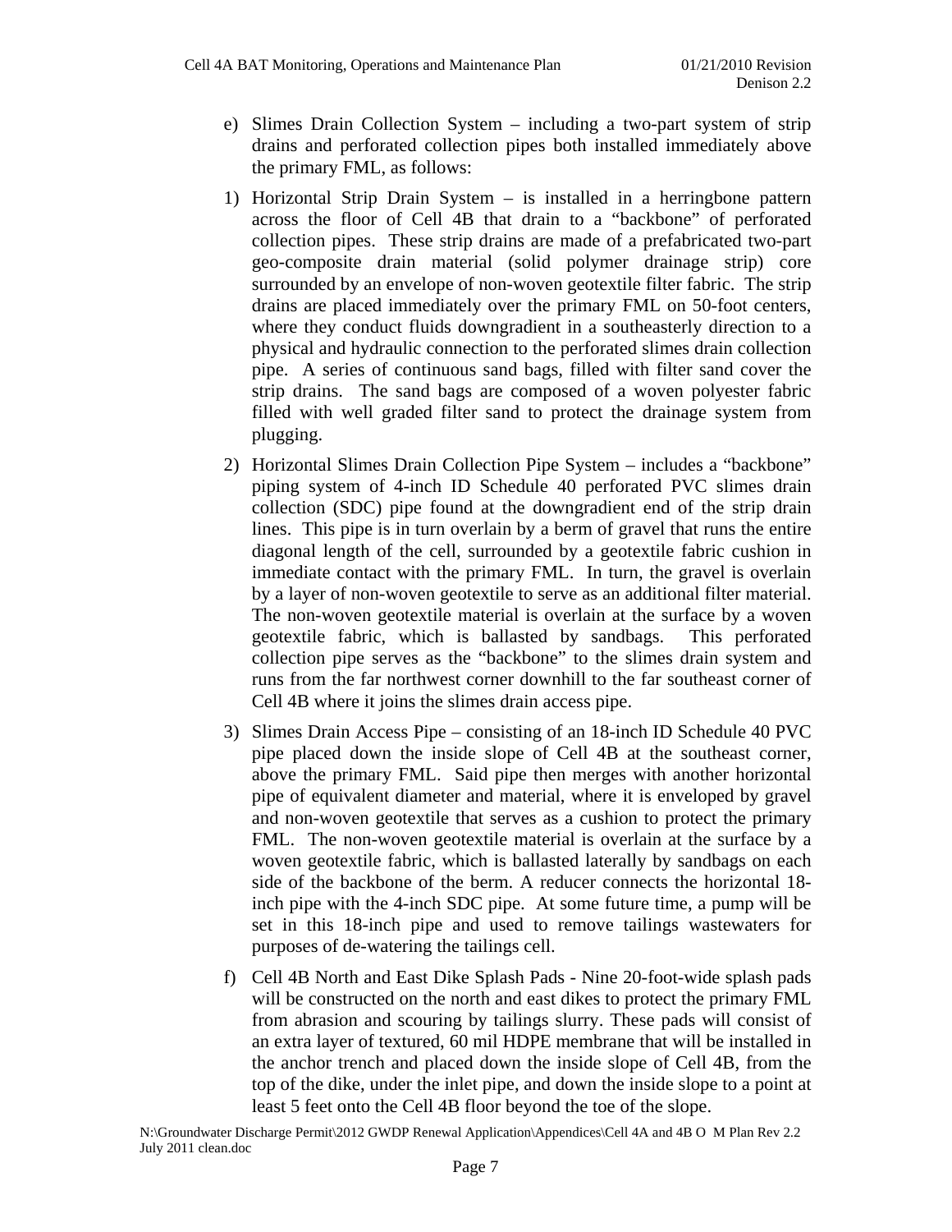e) Slimes Drain Collection System – including a two-part system of strip drains and perforated collection pipes both installed immediately above the primary FML, as follows:

1) Horizontal Strip Drain System – is installed in a herringbone pattern across the floor of Cell 4B that drain to a "backbone" of perforated collection pipes. These strip drains are made of a prefabricated two-part geo-composite drain material (solid polymer drainage strip) core surrounded by an envelope of non-woven geotextile filter fabric. The strip drains are placed immediately over the primary FML on 50-foot centers, where they conduct fluids downgradient in a southeasterly direction to a physical and hydraulic connection to the perforated slimes drain collection pipe. A series of continuous sand bags, filled with filter sand cover the strip drains. The sand bags are composed of a woven polyester fabric filled with well graded filter sand to protect the drainage system from plugging.

2) Horizontal Slimes Drain Collection Pipe System – includes a "backbone" piping system of 4-inch ID Schedule 40 perforated PVC slimes drain collection (SDC) pipe found at the downgradient end of the strip drain lines. This pipe is in turn overlain by a berm of gravel that runs the entire diagonal length of the cell, surrounded by a geotextile fabric cushion in immediate contact with the primary FML. In turn, the gravel is overlain by a layer of non-woven geotextile to serve as an additional filter material. The non-woven geotextile material is overlain at the surface by a woven geotextile fabric, which is ballasted by sandbags. This perforated collection pipe serves as the "backbone" to the slimes drain system and runs from the far northwest corner downhill to the far southeast corner of Cell 4B where it joins the slimes drain access pipe.

3) Slimes Drain Access Pipe – consisting of an 18-inch ID Schedule 40 PVC pipe placed down the inside slope of Cell 4B at the southeast corner, above the primary FML. Said pipe then merges with another horizontal pipe of equivalent diameter and material, where it is enveloped by gravel and non-woven geotextile that serves as a cushion to protect the primary FML. The non-woven geotextile material is overlain at the surface by a woven geotextile fabric, which is ballasted laterally by sandbags on each side of the backbone of the berm. A reducer connects the horizontal 18-inch pipe with the 4-inch SDC pipe. At some future time, a pump will be set in this 18-inch pipe and used to remove tailings wastewaters for purposes of de-watering the tailings cell.

f) Cell 4B North and East Dike Splash Pads - Nine 20-foot-wide splash pads will be constructed on the north and east dikes to protect the primary FML from abrasion and scouring by tailings slurry. These pads will consist of an extra layer of textured, 60 mil HDPE membrane that will be installed in the anchor trench and placed down the inside slope of Cell 4B, from the top of the dike, under the inlet pipe, and down the inside slope to a point at least 5 feet onto the Cell 4B floor beyond the toe of the slope.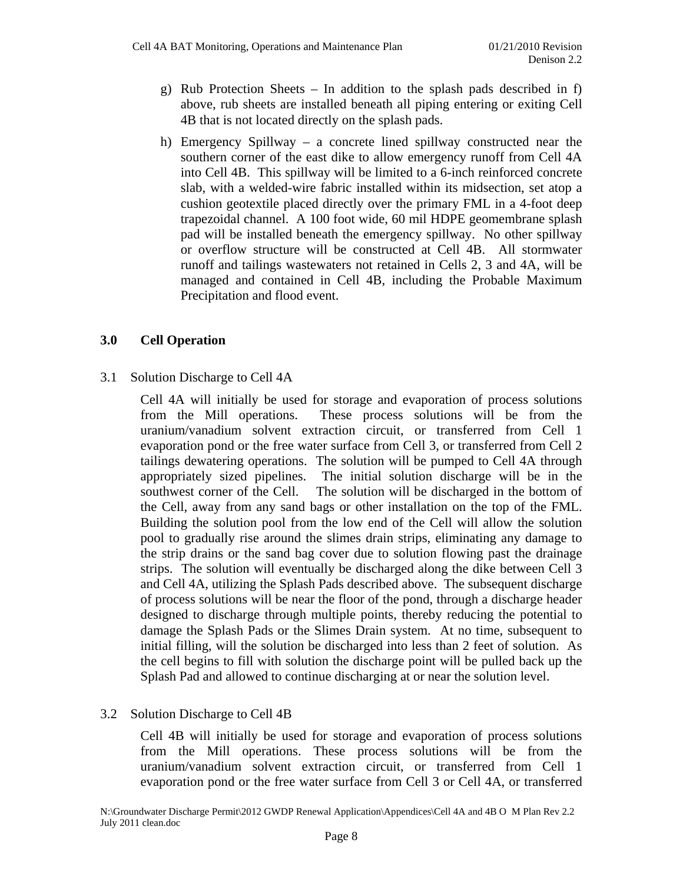g) Rub Protection Sheets – In addition to the splash pads described in f) above, rub sheets are installed beneath all piping entering or exiting Cell 4B that is not located directly on the splash pads.

h) Emergency Spillway – a concrete lined spillway constructed near the southern corner of the east dike to allow emergency runoff from Cell 4A into Cell 4B. This spillway will be limited to a 6-inch reinforced concrete slab, with a welded-wire fabric installed within its midsection, set atop a cushion geotextile placed directly over the primary FML in a 4-foot deep trapezoidal channel. A 100 foot wide, 60 mil HDPE geomembrane splash pad will be installed beneath the emergency spillway. No other spillway or overflow structure will be constructed at Cell 4B. All stormwater runoff and tailings wastewaters not retained in Cells 2, 3 and 4A, will be managed and contained in Cell 4B, including the Probable Maximum Precipitation and flood event.

## 3.0 Cell Operation

### 3.1 Solution Discharge to Cell 4A

Cell 4A will initially be used for storage and evaporation of process solutions from the Mill operations. These process solutions will be from the uranium/vanadium solvent extraction circuit, or transferred from Cell 1 evaporation pond or the free water surface from Cell 3, or transferred from Cell 2 tailings dewatering operations. The solution will be pumped to Cell 4A through appropriately sized pipelines. The initial solution discharge will be in the southwest corner of the Cell. The solution will be discharged in the bottom of the Cell, away from any sand bags or other installation on the top of the FML. Building the solution pool from the low end of the Cell will allow the solution pool to gradually rise around the slimes drain strips, eliminating any damage to the strip drains or the sand bag cover due to solution flowing past the drainage strips. The solution will eventually be discharged along the dike between Cell 3 and Cell 4A, utilizing the Splash Pads described above. The subsequent discharge of process solutions will be near the floor of the pond, through a discharge header designed to discharge through multiple points, thereby reducing the potential to damage the Splash Pads or the Slimes Drain system. At no time, subsequent to initial filling, will the solution be discharged into less than 2 feet of solution. As the cell begins to fill with solution the discharge point will be pulled back up the Splash Pad and allowed to continue discharging at or near the solution level.

### 3.2 Solution Discharge to Cell 4B

Cell 4B will initially be used for storage and evaporation of process solutions from the Mill operations. These process solutions will be from the uranium/vanadium solvent extraction circuit, or transferred from Cell 1 evaporation pond or the free water surface from Cell 3 or Cell 4A, or transferred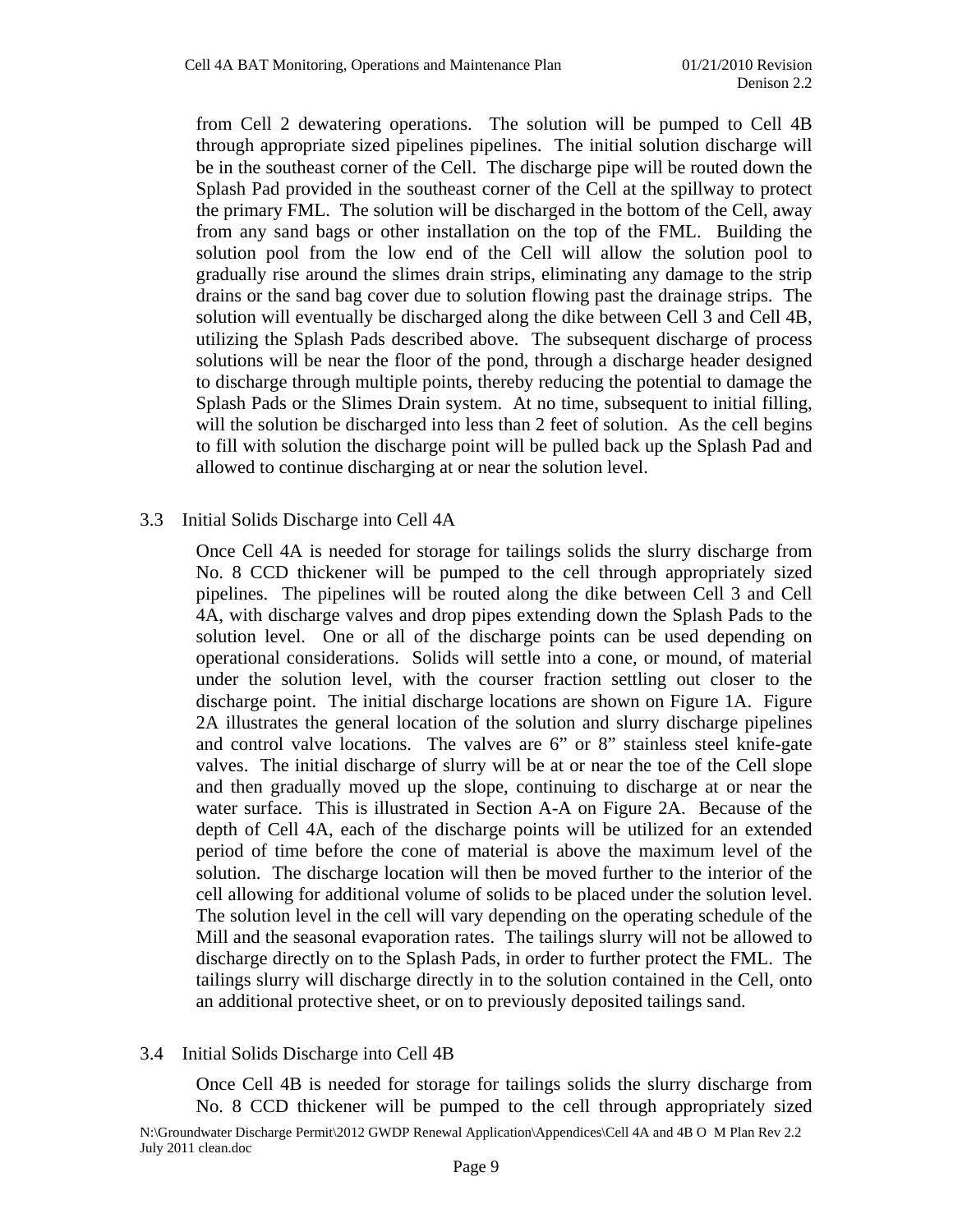from Cell 2 dewatering operations. The solution will be pumped to Cell 4B through appropriate sized pipelines pipelines. The initial solution discharge will be in the southeast corner of the Cell. The discharge pipe will be routed down the Splash Pad provided in the southeast corner of the Cell at the spillway to protect the primary FML. The solution will be discharged in the bottom of the Cell, away from any sand bags or other installation on the top of the FML. Building the solution pool from the low end of the Cell will allow the solution pool to gradually rise around the slimes drain strips, eliminating any damage to the strip drains or the sand bag cover due to solution flowing past the drainage strips. The solution will eventually be discharged along the dike between Cell 3 and Cell 4B, utilizing the Splash Pads described above. The subsequent discharge of process solutions will be near the floor of the pond, through a discharge header designed to discharge through multiple points, thereby reducing the potential to damage the Splash Pads or the Slimes Drain system. At no time, subsequent to initial filling, will the solution be discharged into less than 2 feet of solution. As the cell begins to fill with solution the discharge point will be pulled back up the Splash Pad and allowed to continue discharging at or near the solution level.

### 3.3 Initial Solids Discharge into Cell 4A

Once Cell 4A is needed for storage for tailings solids the slurry discharge from No. 8 CCD thickener will be pumped to the cell through appropriately sized pipelines. The pipelines will be routed along the dike between Cell 3 and Cell 4A, with discharge valves and drop pipes extending down the Splash Pads to the solution level. One or all of the discharge points can be used depending on operational considerations. Solids will settle into a cone, or mound, of material under the solution level, with the courser fraction settling out closer to the discharge point. The initial discharge locations are shown on Figure 1A. Figure 2A illustrates the general location of the solution and slurry discharge pipelines and control valve locations. The valves are 6" or 8" stainless steel knife-gate valves. The initial discharge of slurry will be at or near the toe of the Cell slope and then gradually moved up the slope, continuing to discharge at or near the water surface. This is illustrated in Section A-A on Figure 2A. Because of the depth of Cell 4A, each of the discharge points will be utilized for an extended period of time before the cone of material is above the maximum level of the solution. The discharge location will then be moved further to the interior of the cell allowing for additional volume of solids to be placed under the solution level. The solution level in the cell will vary depending on the operating schedule of the Mill and the seasonal evaporation rates. The tailings slurry will not be allowed to discharge directly on to the Splash Pads, in order to further protect the FML. The tailings slurry will discharge directly in to the solution contained in the Cell, onto an additional protective sheet, or on to previously deposited tailings sand.

### 3.4 Initial Solids Discharge into Cell 4B

Once Cell 4B is needed for storage for tailings solids the slurry discharge from No. 8 CCD thickener will be pumped to the cell through appropriately sized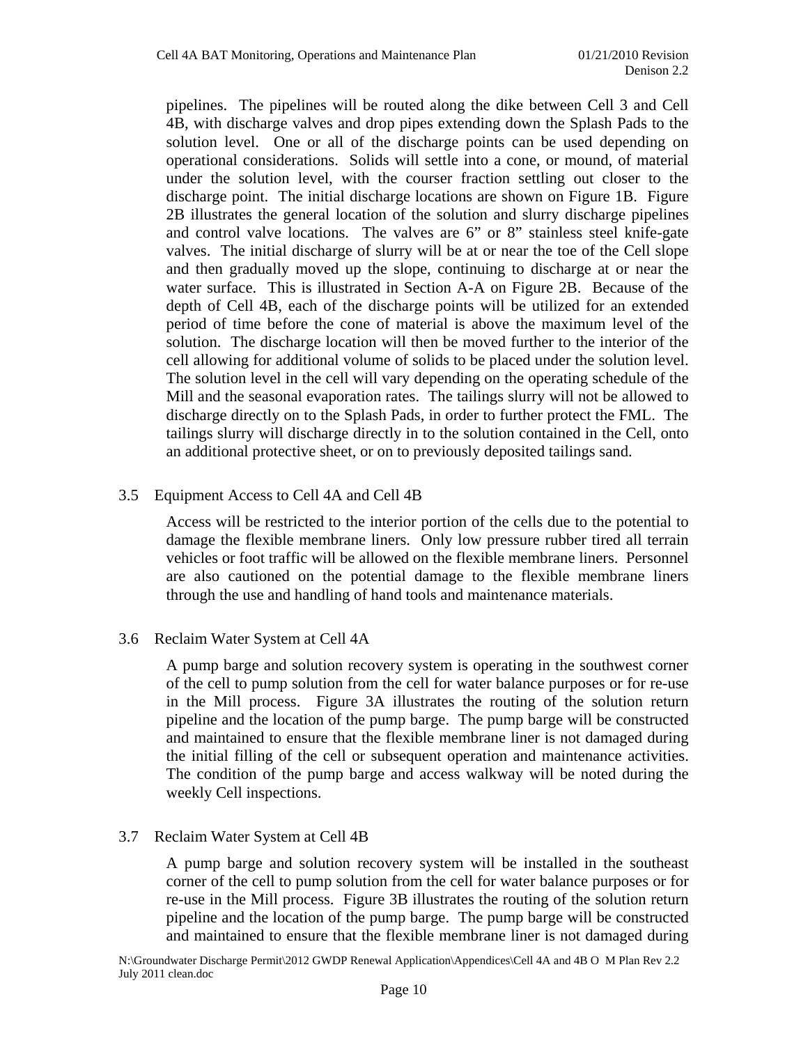pipelines. The pipelines will be routed along the dike between Cell 3 and Cell 4B, with discharge valves and drop pipes extending down the Splash Pads to the solution level. One or all of the discharge points can be used depending on operational considerations. Solids will settle into a cone, or mound, of material under the solution level, with the courser fraction settling out closer to the discharge point. The initial discharge locations are shown on Figure 1B. Figure 2B illustrates the general location of the solution and slurry discharge pipelines and control valve locations. The valves are 6" or 8" stainless steel knife-gate valves. The initial discharge of slurry will be at or near the toe of the Cell slope and then gradually moved up the slope, continuing to discharge at or near the water surface. This is illustrated in Section A-A on Figure 2B. Because of the depth of Cell 4B, each of the discharge points will be utilized for an extended period of time before the cone of material is above the maximum level of the solution. The discharge location will then be moved further to the interior of the cell allowing for additional volume of solids to be placed under the solution level. The solution level in the cell will vary depending on the operating schedule of the Mill and the seasonal evaporation rates. The tailings slurry will not be allowed to discharge directly on to the Splash Pads, in order to further protect the FML. The tailings slurry will discharge directly in to the solution contained in the Cell, onto an additional protective sheet, or on to previously deposited tailings sand.

## 3.5 Equipment Access to Cell 4A and Cell 4B

Access will be restricted to the interior portion of the cells due to the potential to damage the flexible membrane liners. Only low pressure rubber tired all terrain vehicles or foot traffic will be allowed on the flexible membrane liners. Personnel are also cautioned on the potential damage to the flexible membrane liners through the use and handling of hand tools and maintenance materials.

## 3.6 Reclaim Water System at Cell 4A

A pump barge and solution recovery system is operating in the southwest corner of the cell to pump solution from the cell for water balance purposes or for re-use in the Mill process. Figure 3A illustrates the routing of the solution return pipeline and the location of the pump barge. The pump barge will be constructed and maintained to ensure that the flexible membrane liner is not damaged during the initial filling of the cell or subsequent operation and maintenance activities. The condition of the pump barge and access walkway will be noted during the weekly Cell inspections.

## 3.7 Reclaim Water System at Cell 4B

A pump barge and solution recovery system will be installed in the southeast corner of the cell to pump solution from the cell for water balance purposes or for re-use in the Mill process. Figure 3B illustrates the routing of the solution return pipeline and the location of the pump barge. The pump barge will be constructed and maintained to ensure that the flexible membrane liner is not damaged during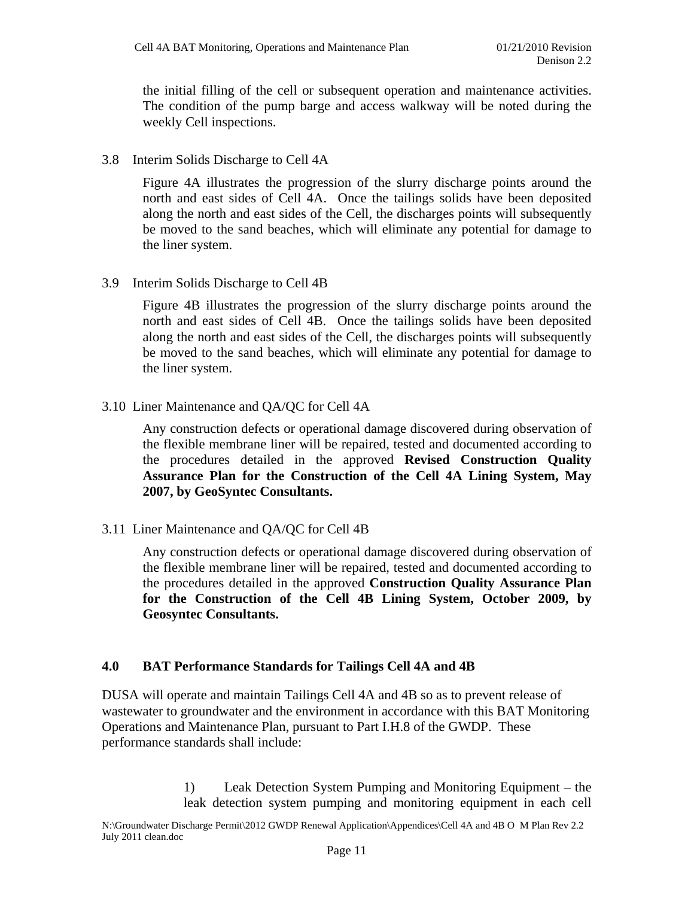the initial filling of the cell or subsequent operation and maintenance activities. The condition of the pump barge and access walkway will be noted during the weekly Cell inspections.

3.8 Interim Solids Discharge to Cell 4A

Figure 4A illustrates the progression of the slurry discharge points around the north and east sides of Cell 4A. Once the tailings solids have been deposited along the north and east sides of the Cell, the discharges points will subsequently be moved to the sand beaches, which will eliminate any potential for damage to the liner system.

3.9 Interim Solids Discharge to Cell 4B

Figure 4B illustrates the progression of the slurry discharge points around the north and east sides of Cell 4B. Once the tailings solids have been deposited along the north and east sides of the Cell, the discharges points will subsequently be moved to the sand beaches, which will eliminate any potential for damage to the liner system.

3.10 Liner Maintenance and QA/QC for Cell 4A

Any construction defects or operational damage discovered during observation of the flexible membrane liner will be repaired, tested and documented according to the procedures detailed in the approved **Revised Construction Quality Assurance Plan for the Construction of the Cell 4A Lining System, May 2007, by GeoSyntec Consultants.**

3.11 Liner Maintenance and QA/QC for Cell 4B

Any construction defects or operational damage discovered during observation of the flexible membrane liner will be repaired, tested and documented according to the procedures detailed in the approved **Construction Quality Assurance Plan for the Construction of the Cell 4B Lining System, October 2009, by Geosyntec Consultants.**

## 4.0 BAT Performance Standards for Tailings Cell 4A and 4B

DUSA will operate and maintain Tailings Cell 4A and 4B so as to prevent release of wastewater to groundwater and the environment in accordance with this BAT Monitoring Operations and Maintenance Plan, pursuant to Part I.H.8 of the GWDP. These performance standards shall include:

1) Leak Detection System Pumping and Monitoring Equipment – the leak detection system pumping and monitoring equipment in each cell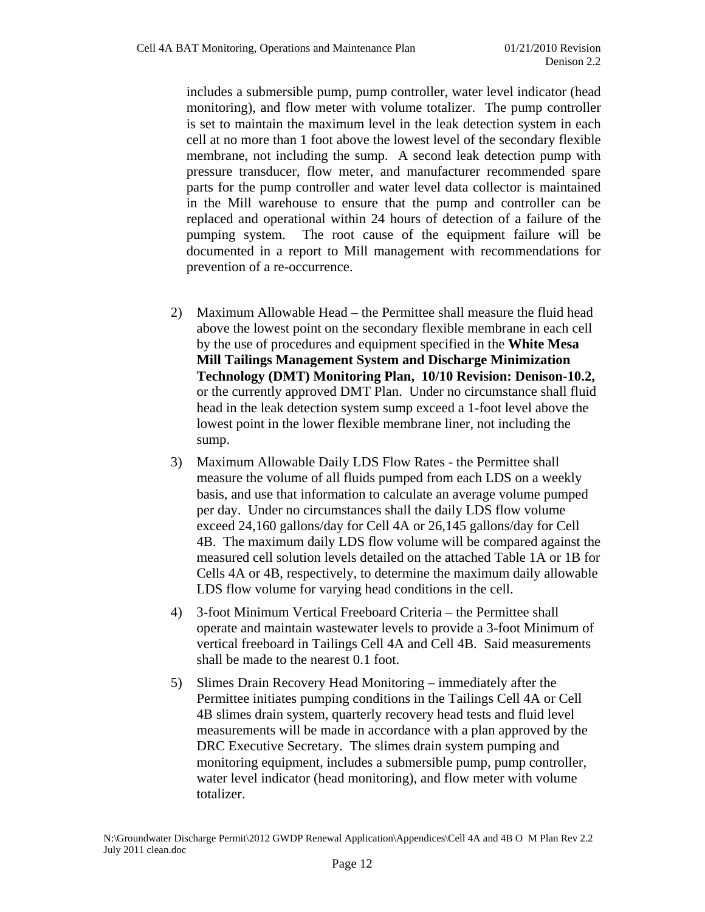includes a submersible pump, pump controller, water level indicator (head monitoring), and flow meter with volume totalizer. The pump controller is set to maintain the maximum level in the leak detection system in each cell at no more than 1 foot above the lowest level of the secondary flexible membrane, not including the sump. A second leak detection pump with pressure transducer, flow meter, and manufacturer recommended spare parts for the pump controller and water level data collector is maintained in the Mill warehouse to ensure that the pump and controller can be replaced and operational within 24 hours of detection of a failure of the pumping system. The root cause of the equipment failure will be documented in a report to Mill management with recommendations for prevention of a re-occurrence.

2) Maximum Allowable Head – the Permittee shall measure the fluid head above the lowest point on the secondary flexible membrane in each cell by the use of procedures and equipment specified in the **White Mesa Mill Tailings Management System and Discharge Minimization Technology (DMT) Monitoring Plan, 10/10 Revision: Denison-10.2,** or the currently approved DMT Plan. Under no circumstance shall fluid head in the leak detection system sump exceed a 1-foot level above the lowest point in the lower flexible membrane liner, not including the sump.

3) Maximum Allowable Daily LDS Flow Rates - the Permittee shall measure the volume of all fluids pumped from each LDS on a weekly basis, and use that information to calculate an average volume pumped per day. Under no circumstances shall the daily LDS flow volume exceed 24,160 gallons/day for Cell 4A or 26,145 gallons/day for Cell 4B. The maximum daily LDS flow volume will be compared against the measured cell solution levels detailed on the attached Table 1A or 1B for Cells 4A or 4B, respectively, to determine the maximum daily allowable LDS flow volume for varying head conditions in the cell.

4) 3-foot Minimum Vertical Freeboard Criteria – the Permittee shall operate and maintain wastewater levels to provide a 3-foot Minimum of vertical freeboard in Tailings Cell 4A and Cell 4B. Said measurements shall be made to the nearest 0.1 foot.

5) Slimes Drain Recovery Head Monitoring – immediately after the Permittee initiates pumping conditions in the Tailings Cell 4A or Cell 4B slimes drain system, quarterly recovery head tests and fluid level measurements will be made in accordance with a plan approved by the DRC Executive Secretary. The slimes drain system pumping and monitoring equipment, includes a submersible pump, pump controller, water level indicator (head monitoring), and flow meter with volume totalizer.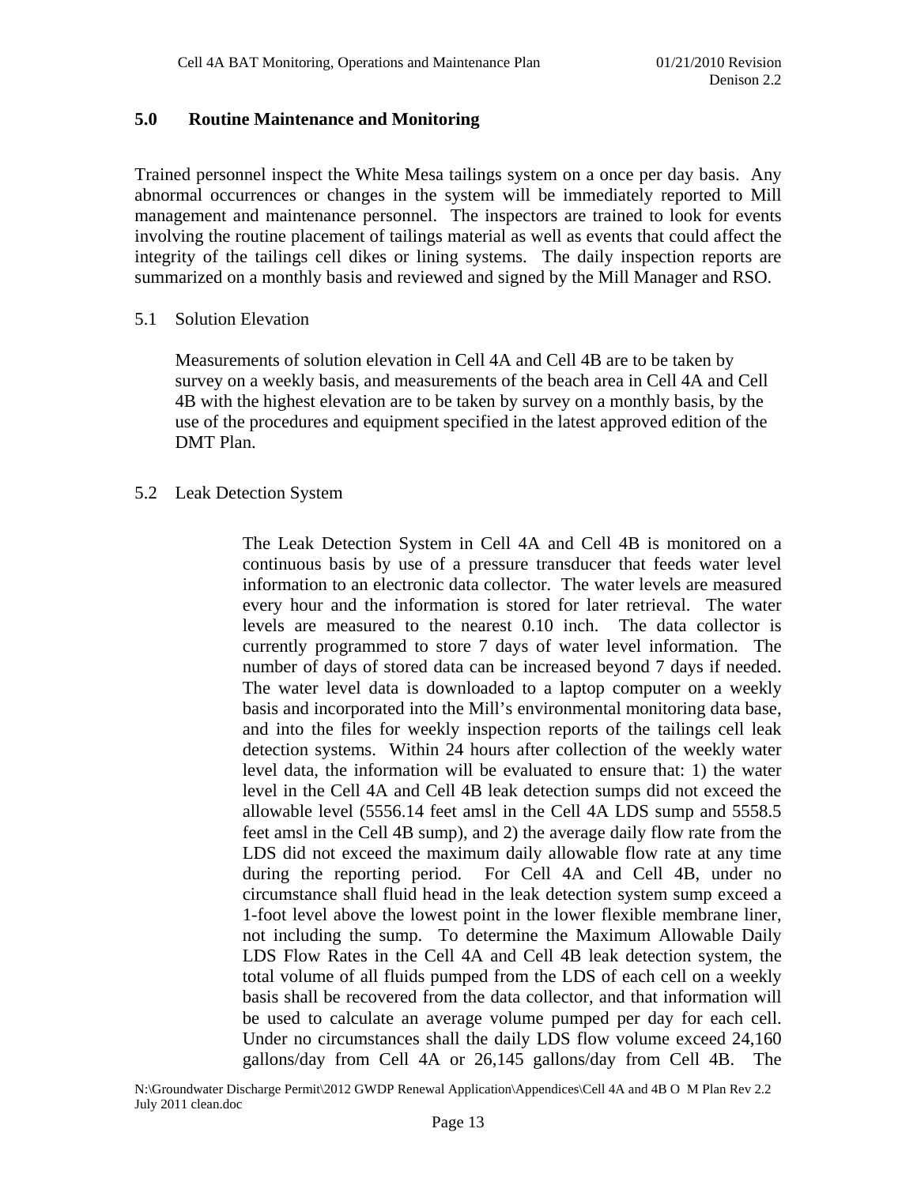## 5.0 Routine Maintenance and Monitoring

Trained personnel inspect the White Mesa tailings system on a once per day basis. Any abnormal occurrences or changes in the system will be immediately reported to Mill management and maintenance personnel. The inspectors are trained to look for events involving the routine placement of tailings material as well as events that could affect the integrity of the tailings cell dikes or lining systems. The daily inspection reports are summarized on a monthly basis and reviewed and signed by the Mill Manager and RSO.

### 5.1 Solution Elevation

Measurements of solution elevation in Cell 4A and Cell 4B are to be taken by survey on a weekly basis, and measurements of the beach area in Cell 4A and Cell 4B with the highest elevation are to be taken by survey on a monthly basis, by the use of the procedures and equipment specified in the latest approved edition of the DMT Plan.

### 5.2 Leak Detection System

The Leak Detection System in Cell 4A and Cell 4B is monitored on a continuous basis by use of a pressure transducer that feeds water level information to an electronic data collector. The water levels are measured every hour and the information is stored for later retrieval. The water levels are measured to the nearest 0.10 inch. The data collector is currently programmed to store 7 days of water level information. The number of days of stored data can be increased beyond 7 days if needed. The water level data is downloaded to a laptop computer on a weekly basis and incorporated into the Mill's environmental monitoring data base, and into the files for weekly inspection reports of the tailings cell leak detection systems. Within 24 hours after collection of the weekly water level data, the information will be evaluated to ensure that: 1) the water level in the Cell 4A and Cell 4B leak detection sumps did not exceed the allowable level (5556.14 feet amsl in the Cell 4A LDS sump and 5558.5 feet amsl in the Cell 4B sump), and 2) the average daily flow rate from the LDS did not exceed the maximum daily allowable flow rate at any time during the reporting period. For Cell 4A and Cell 4B, under no circumstance shall fluid head in the leak detection system sump exceed a 1-foot level above the lowest point in the lower flexible membrane liner, not including the sump. To determine the Maximum Allowable Daily LDS Flow Rates in the Cell 4A and Cell 4B leak detection system, the total volume of all fluids pumped from the LDS of each cell on a weekly basis shall be recovered from the data collector, and that information will be used to calculate an average volume pumped per day for each cell. Under no circumstances shall the daily LDS flow volume exceed 24,160 gallons/day from Cell 4A or 26,145 gallons/day from Cell 4B. The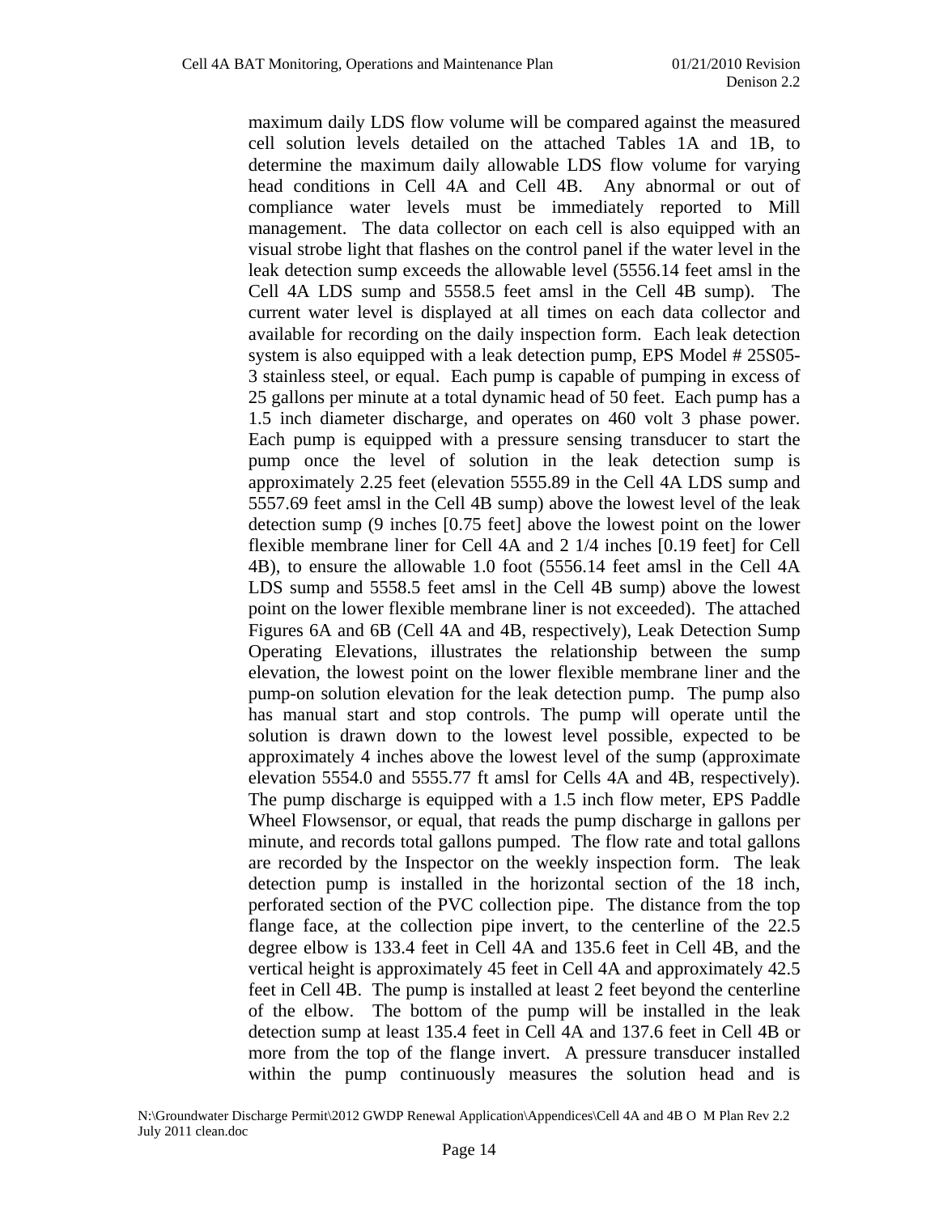maximum daily LDS flow volume will be compared against the measured cell solution levels detailed on the attached Tables 1A and 1B, to determine the maximum daily allowable LDS flow volume for varying head conditions in Cell 4A and Cell 4B. Any abnormal or out of compliance water levels must be immediately reported to Mill management. The data collector on each cell is also equipped with an visual strobe light that flashes on the control panel if the water level in the leak detection sump exceeds the allowable level (5556.14 feet amsl in the Cell 4A LDS sump and 5558.5 feet amsl in the Cell 4B sump). The current water level is displayed at all times on each data collector and available for recording on the daily inspection form. Each leak detection system is also equipped with a leak detection pump, EPS Model # 25S05-3 stainless steel, or equal. Each pump is capable of pumping in excess of 25 gallons per minute at a total dynamic head of 50 feet. Each pump has a 1.5 inch diameter discharge, and operates on 460 volt 3 phase power. Each pump is equipped with a pressure sensing transducer to start the pump once the level of solution in the leak detection sump is approximately 2.25 feet (elevation 5555.89 in the Cell 4A LDS sump and 5557.69 feet amsl in the Cell 4B sump) above the lowest level of the leak detection sump (9 inches [0.75 feet] above the lowest point on the lower flexible membrane liner for Cell 4A and 2 1/4 inches [0.19 feet] for Cell 4B), to ensure the allowable 1.0 foot (5556.14 feet amsl in the Cell 4A LDS sump and 5558.5 feet amsl in the Cell 4B sump) above the lowest point on the lower flexible membrane liner is not exceeded). The attached Figures 6A and 6B (Cell 4A and 4B, respectively), Leak Detection Sump Operating Elevations, illustrates the relationship between the sump elevation, the lowest point on the lower flexible membrane liner and the pump-on solution elevation for the leak detection pump. The pump also has manual start and stop controls. The pump will operate until the solution is drawn down to the lowest level possible, expected to be approximately 4 inches above the lowest level of the sump (approximate elevation 5554.0 and 5555.77 ft amsl for Cells 4A and 4B, respectively). The pump discharge is equipped with a 1.5 inch flow meter, EPS Paddle Wheel Flowsensor, or equal, that reads the pump discharge in gallons per minute, and records total gallons pumped. The flow rate and total gallons are recorded by the Inspector on the weekly inspection form. The leak detection pump is installed in the horizontal section of the 18 inch, perforated section of the PVC collection pipe. The distance from the top flange face, at the collection pipe invert, to the centerline of the 22.5 degree elbow is 133.4 feet in Cell 4A and 135.6 feet in Cell 4B, and the vertical height is approximately 45 feet in Cell 4A and approximately 42.5 feet in Cell 4B. The pump is installed at least 2 feet beyond the centerline of the elbow. The bottom of the pump will be installed in the leak detection sump at least 135.4 feet in Cell 4A and 137.6 feet in Cell 4B or more from the top of the flange invert. A pressure transducer installed within the pump continuously measures the solution head and is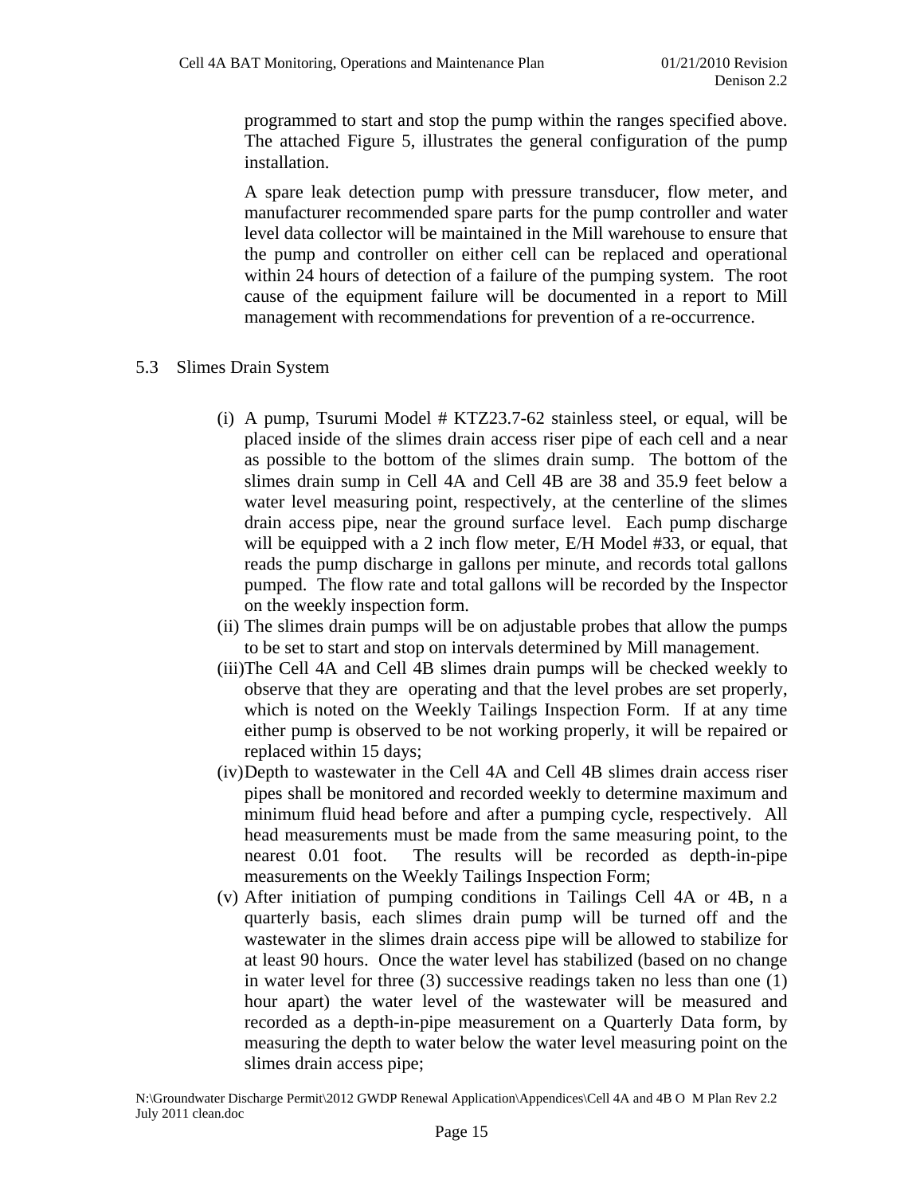programmed to start and stop the pump within the ranges specified above. The attached Figure 5, illustrates the general configuration of the pump installation.

A spare leak detection pump with pressure transducer, flow meter, and manufacturer recommended spare parts for the pump controller and water level data collector will be maintained in the Mill warehouse to ensure that the pump and controller on either cell can be replaced and operational within 24 hours of detection of a failure of the pumping system. The root cause of the equipment failure will be documented in a report to Mill management with recommendations for prevention of a re-occurrence.

## 5.3 Slimes Drain System

(i) A pump, Tsurumi Model # KTZ23.7-62 stainless steel, or equal, will be placed inside of the slimes drain access riser pipe of each cell and a near as possible to the bottom of the slimes drain sump. The bottom of the slimes drain sump in Cell 4A and Cell 4B are 38 and 35.9 feet below a water level measuring point, respectively, at the centerline of the slimes drain access pipe, near the ground surface level. Each pump discharge will be equipped with a 2 inch flow meter, E/H Model #33, or equal, that reads the pump discharge in gallons per minute, and records total gallons pumped. The flow rate and total gallons will be recorded by the Inspector on the weekly inspection form.

(ii) The slimes drain pumps will be on adjustable probes that allow the pumps to be set to start and stop on intervals determined by Mill management.

(iii) The Cell 4A and Cell 4B slimes drain pumps will be checked weekly to observe that they are operating and that the level probes are set properly, which is noted on the Weekly Tailings Inspection Form. If at any time either pump is observed to be not working properly, it will be repaired or replaced within 15 days;

(iv) Depth to wastewater in the Cell 4A and Cell 4B slimes drain access riser pipes shall be monitored and recorded weekly to determine maximum and minimum fluid head before and after a pumping cycle, respectively. All head measurements must be made from the same measuring point, to the nearest 0.01 foot. The results will be recorded as depth-in-pipe measurements on the Weekly Tailings Inspection Form;

(v) After initiation of pumping conditions in Tailings Cell 4A or 4B, n a quarterly basis, each slimes drain pump will be turned off and the wastewater in the slimes drain access pipe will be allowed to stabilize for at least 90 hours. Once the water level has stabilized (based on no change in water level for three (3) successive readings taken no less than one (1) hour apart) the water level of the wastewater will be measured and recorded as a depth-in-pipe measurement on a Quarterly Data form, by measuring the depth to water below the water level measuring point on the slimes drain access pipe;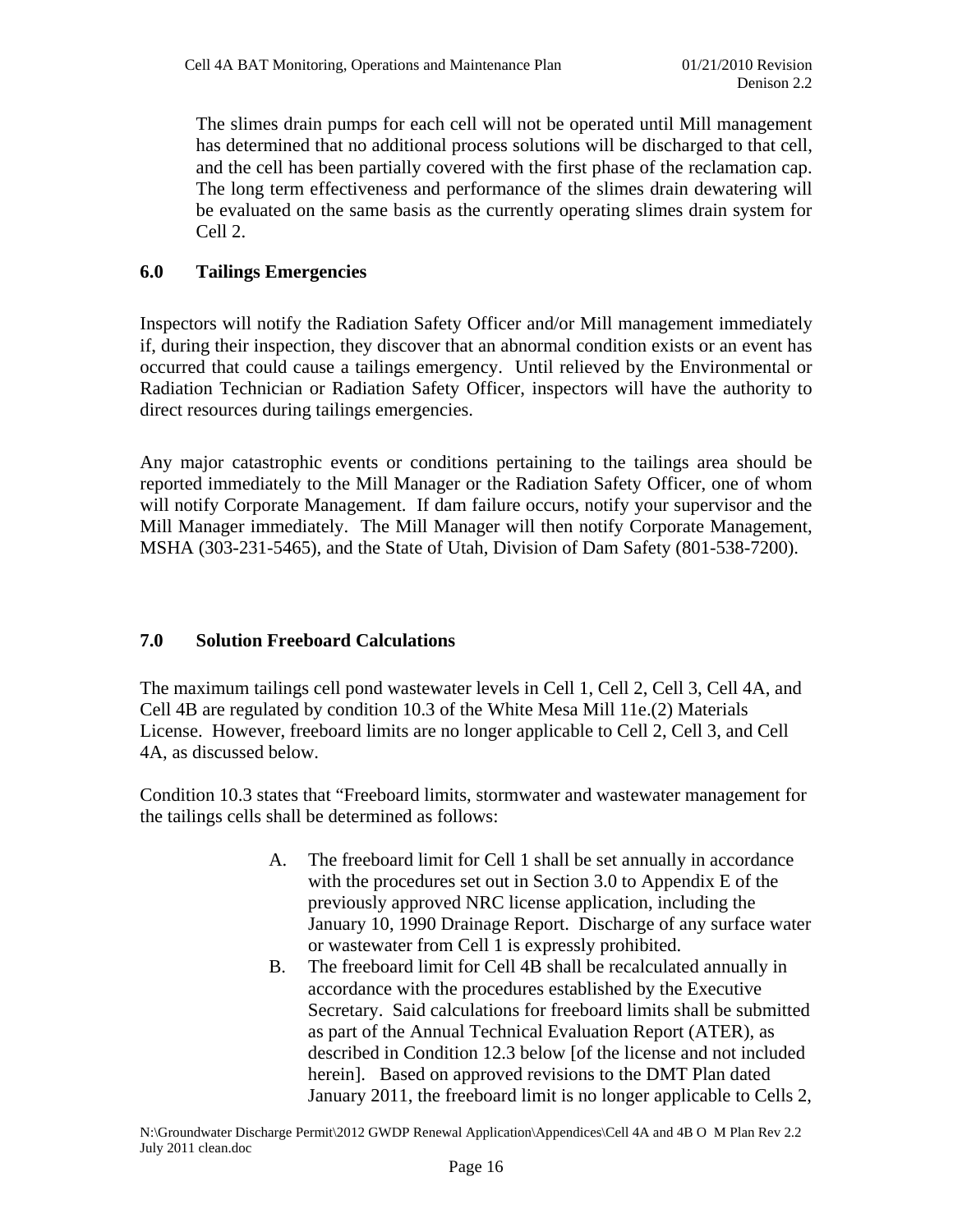The slimes drain pumps for each cell will not be operated until Mill management has determined that no additional process solutions will be discharged to that cell, and the cell has been partially covered with the first phase of the reclamation cap. The long term effectiveness and performance of the slimes drain dewatering will be evaluated on the same basis as the currently operating slimes drain system for Cell 2.

## 6.0 Tailings Emergencies

Inspectors will notify the Radiation Safety Officer and/or Mill management immediately if, during their inspection, they discover that an abnormal condition exists or an event has occurred that could cause a tailings emergency. Until relieved by the Environmental or Radiation Technician or Radiation Safety Officer, inspectors will have the authority to direct resources during tailings emergencies.

Any major catastrophic events or conditions pertaining to the tailings area should be reported immediately to the Mill Manager or the Radiation Safety Officer, one of whom will notify Corporate Management. If dam failure occurs, notify your supervisor and the Mill Manager immediately. The Mill Manager will then notify Corporate Management, MSHA (303-231-5465), and the State of Utah, Division of Dam Safety (801-538-7200).

## 7.0 Solution Freeboard Calculations

The maximum tailings cell pond wastewater levels in Cell 1, Cell 2, Cell 3, Cell 4A, and Cell 4B are regulated by condition 10.3 of the White Mesa Mill 11e.(2) Materials License. However, freeboard limits are no longer applicable to Cell 2, Cell 3, and Cell 4A, as discussed below.

Condition 10.3 states that "Freeboard limits, stormwater and wastewater management for the tailings cells shall be determined as follows:

A. The freeboard limit for Cell 1 shall be set annually in accordance with the procedures set out in Section 3.0 to Appendix E of the previously approved NRC license application, including the January 10, 1990 Drainage Report. Discharge of any surface water or wastewater from Cell 1 is expressly prohibited.

B. The freeboard limit for Cell 4B shall be recalculated annually in accordance with the procedures established by the Executive Secretary. Said calculations for freeboard limits shall be submitted as part of the Annual Technical Evaluation Report (ATER), as described in Condition 12.3 below [of the license and not included herein]. Based on approved revisions to the DMT Plan dated January 2011, the freeboard limit is no longer applicable to Cells 2,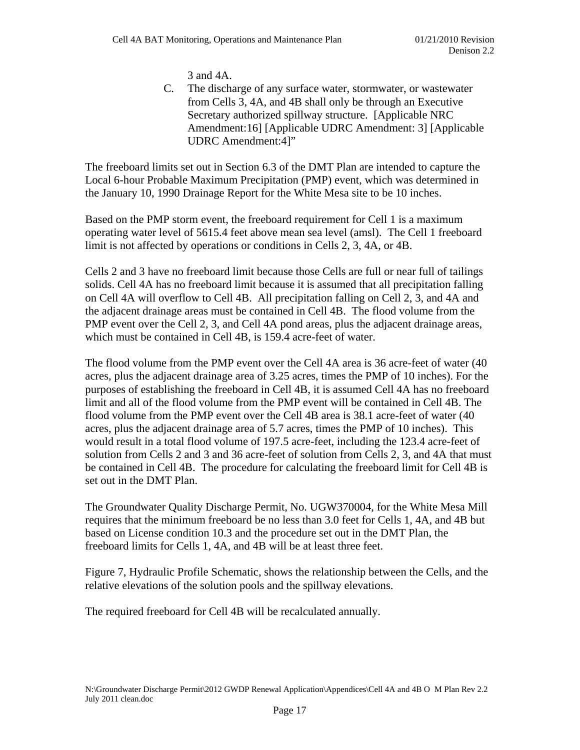3 and 4A.

C. The discharge of any surface water, stormwater, or wastewater from Cells 3, 4A, and 4B shall only be through an Executive Secretary authorized spillway structure. [Applicable NRC Amendment:16] [Applicable UDRC Amendment: 3] [Applicable UDRC Amendment:4]"

The freeboard limits set out in Section 6.3 of the DMT Plan are intended to capture the Local 6-hour Probable Maximum Precipitation (PMP) event, which was determined in the January 10, 1990 Drainage Report for the White Mesa site to be 10 inches.

Based on the PMP storm event, the freeboard requirement for Cell 1 is a maximum operating water level of 5615.4 feet above mean sea level (amsl). The Cell 1 freeboard limit is not affected by operations or conditions in Cells 2, 3, 4A, or 4B.

Cells 2 and 3 have no freeboard limit because those Cells are full or near full of tailings solids. Cell 4A has no freeboard limit because it is assumed that all precipitation falling on Cell 4A will overflow to Cell 4B. All precipitation falling on Cell 2, 3, and 4A and the adjacent drainage areas must be contained in Cell 4B. The flood volume from the PMP event over the Cell 2, 3, and Cell 4A pond areas, plus the adjacent drainage areas, which must be contained in Cell 4B, is 159.4 acre-feet of water.

The flood volume from the PMP event over the Cell 4A area is 36 acre-feet of water (40 acres, plus the adjacent drainage area of 3.25 acres, times the PMP of 10 inches). For the purposes of establishing the freeboard in Cell 4B, it is assumed Cell 4A has no freeboard limit and all of the flood volume from the PMP event will be contained in Cell 4B. The flood volume from the PMP event over the Cell 4B area is 38.1 acre-feet of water (40 acres, plus the adjacent drainage area of 5.7 acres, times the PMP of 10 inches). This would result in a total flood volume of 197.5 acre-feet, including the 123.4 acre-feet of solution from Cells 2 and 3 and 36 acre-feet of solution from Cells 2, 3, and 4A that must be contained in Cell 4B. The procedure for calculating the freeboard limit for Cell 4B is set out in the DMT Plan.

The Groundwater Quality Discharge Permit, No. UGW370004, for the White Mesa Mill requires that the minimum freeboard be no less than 3.0 feet for Cells 1, 4A, and 4B but based on License condition 10.3 and the procedure set out in the DMT Plan, the freeboard limits for Cells 1, 4A, and 4B will be at least three feet.

Figure 7, Hydraulic Profile Schematic, shows the relationship between the Cells, and the relative elevations of the solution pools and the spillway elevations.

The required freeboard for Cell 4B will be recalculated annually.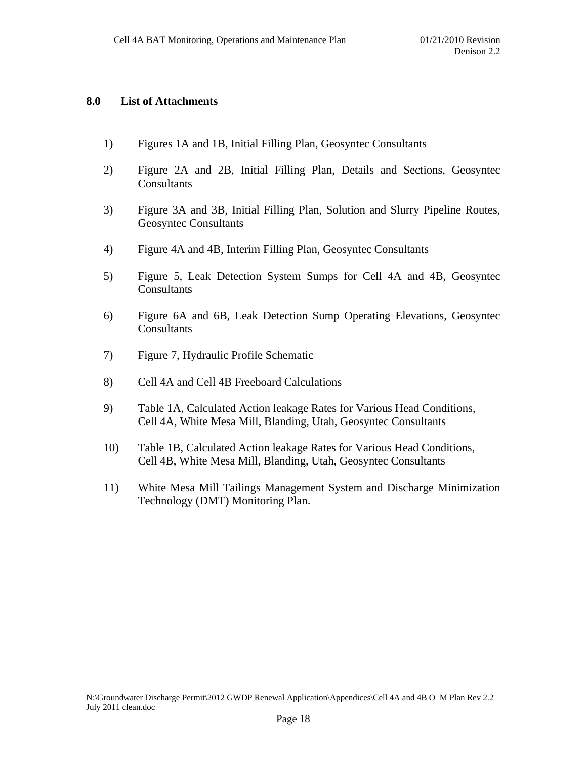## 8.0 List of Attachments

1) Figures 1A and 1B, Initial Filling Plan, Geosyntec Consultants

2) Figure 2A and 2B, Initial Filling Plan, Details and Sections, Geosyntec Consultants

3) Figure 3A and 3B, Initial Filling Plan, Solution and Slurry Pipeline Routes, Geosyntec Consultants

4) Figure 4A and 4B, Interim Filling Plan, Geosyntec Consultants

5) Figure 5, Leak Detection System Sumps for Cell 4A and 4B, Geosyntec Consultants

6) Figure 6A and 6B, Leak Detection Sump Operating Elevations, Geosyntec Consultants

7) Figure 7, Hydraulic Profile Schematic

8) Cell 4A and Cell 4B Freeboard Calculations

9) Table 1A, Calculated Action leakage Rates for Various Head Conditions, Cell 4A, White Mesa Mill, Blanding, Utah, Geosyntec Consultants

10) Table 1B, Calculated Action leakage Rates for Various Head Conditions, Cell 4B, White Mesa Mill, Blanding, Utah, Geosyntec Consultants

11) White Mesa Mill Tailings Management System and Discharge Minimization Technology (DMT) Monitoring Plan.